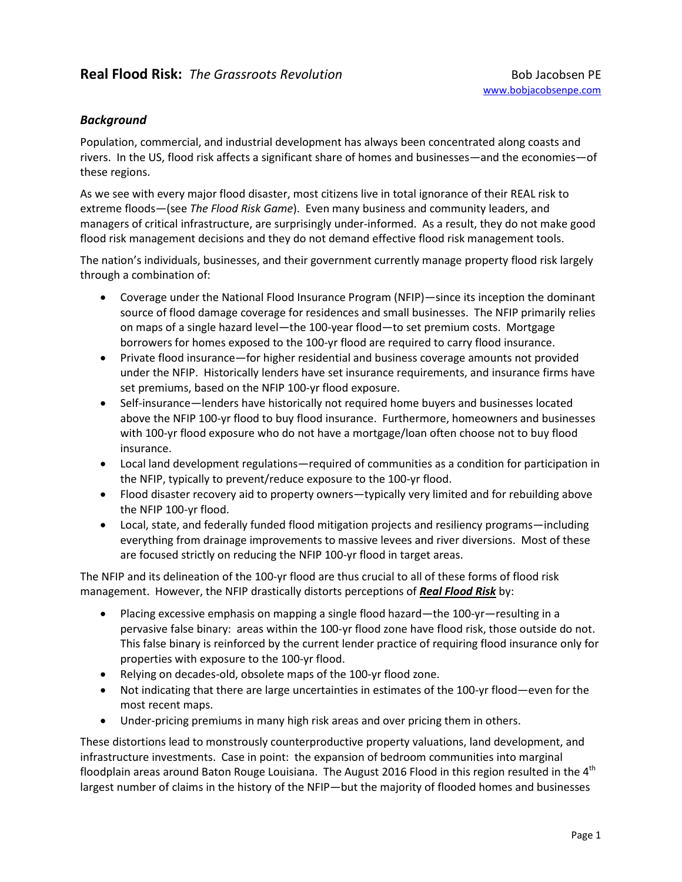# **Real Flood Risk:** *The Grassroots Revolution*

Bob Jacobsen PE
www.bobjacobsenpe.com

### *Background*

Population, commercial, and industrial development has always been concentrated along coasts and rivers. In the US, flood risk affects a significant share of homes and businesses—and the economies—of these regions.

As we see with every major flood disaster, most citizens live in total ignorance of their REAL risk to extreme floods—(see *The Flood Risk Game*). Even many business and community leaders, and managers of critical infrastructure, are surprisingly under-informed. As a result, they do not make good flood risk management decisions and they do not demand effective flood risk management tools.

The nation's individuals, businesses, and their government currently manage property flood risk largely through a combination of:

- Coverage under the National Flood Insurance Program (NFIP)—since its inception the dominant source of flood damage coverage for residences and small businesses. The NFIP primarily relies on maps of a single hazard level—the 100-year flood—to set premium costs. Mortgage borrowers for homes exposed to the 100-yr flood are required to carry flood insurance.
- Private flood insurance—for higher residential and business coverage amounts not provided under the NFIP. Historically lenders have set insurance requirements, and insurance firms have set premiums, based on the NFIP 100-yr flood exposure.
- Self-insurance—lenders have historically not required home buyers and businesses located above the NFIP 100-yr flood to buy flood insurance. Furthermore, homeowners and businesses with 100-yr flood exposure who do not have a mortgage/loan often choose not to buy flood insurance.
- Local land development regulations—required of communities as a condition for participation in the NFIP, typically to prevent/reduce exposure to the 100-yr flood.
- Flood disaster recovery aid to property owners—typically very limited and for rebuilding above the NFIP 100-yr flood.
- Local, state, and federally funded flood mitigation projects and resiliency programs—including everything from drainage improvements to massive levees and river diversions. Most of these are focused strictly on reducing the NFIP 100-yr flood in target areas.

The NFIP and its delineation of the 100-yr flood are thus crucial to all of these forms of flood risk management. However, the NFIP drastically distorts perceptions of ***Real Flood Risk*** by:

- Placing excessive emphasis on mapping a single flood hazard—the 100-yr—resulting in a pervasive false binary: areas within the 100-yr flood zone have flood risk, those outside do not. This false binary is reinforced by the current lender practice of requiring flood insurance only for properties with exposure to the 100-yr flood.
- Relying on decades-old, obsolete maps of the 100-yr flood zone.
- Not indicating that there are large uncertainties in estimates of the 100-yr flood—even for the most recent maps.
- Under-pricing premiums in many high risk areas and over pricing them in others.

These distortions lead to monstrously counterproductive property valuations, land development, and infrastructure investments. Case in point: the expansion of bedroom communities into marginal floodplain areas around Baton Rouge Louisiana. The August 2016 Flood in this region resulted in the 4th largest number of claims in the history of the NFIP—but the majority of flooded homes and businesses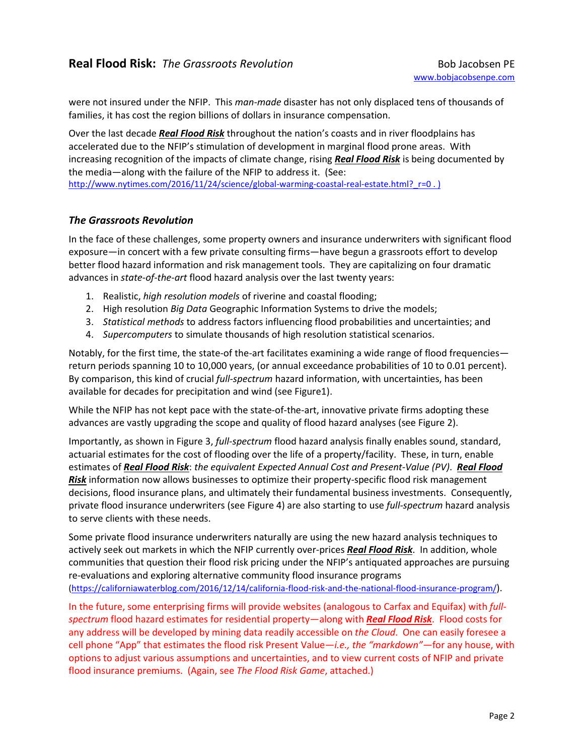were not insured under the NFIP. This *man-made* disaster has not only displaced tens of thousands of families, it has cost the region billions of dollars in insurance compensation.

Over the last decade ***Real Flood Risk*** throughout the nation's coasts and in river floodplains has accelerated due to the NFIP's stimulation of development in marginal flood prone areas. With increasing recognition of the impacts of climate change, rising ***Real Flood Risk*** is being documented by the media—along with the failure of the NFIP to address it. (See: http://www.nytimes.com/2016/11/24/science/global-warming-coastal-real-estate.html?_r=0 . )

### *The Grassroots Revolution*

In the face of these challenges, some property owners and insurance underwriters with significant flood exposure—in concert with a few private consulting firms—have begun a grassroots effort to develop better flood hazard information and risk management tools. They are capitalizing on four dramatic advances in *state-of-the-art* flood hazard analysis over the last twenty years:

1. Realistic, *high resolution models* of riverine and coastal flooding;
2. High resolution *Big Data* Geographic Information Systems to drive the models;
3. *Statistical methods* to address factors influencing flood probabilities and uncertainties; and
4. *Supercomputers* to simulate thousands of high resolution statistical scenarios.

Notably, for the first time, the state-of the-art facilitates examining a wide range of flood frequencies—return periods spanning 10 to 10,000 years, (or annual exceedance probabilities of 10 to 0.01 percent). By comparison, this kind of crucial *full-spectrum* hazard information, with uncertainties, has been available for decades for precipitation and wind (see Figure1).

While the NFIP has not kept pace with the state-of-the-art, innovative private firms adopting these advances are vastly upgrading the scope and quality of flood hazard analyses (see Figure 2).

Importantly, as shown in Figure 3, *full-spectrum* flood hazard analysis finally enables sound, standard, actuarial estimates for the cost of flooding over the life of a property/facility. These, in turn, enable estimates of ***Real Flood Risk***: *the equivalent Expected Annual Cost and Present-Value (PV)*. ***Real Flood Risk*** information now allows businesses to optimize their property-specific flood risk management decisions, flood insurance plans, and ultimately their fundamental business investments. Consequently, private flood insurance underwriters (see Figure 4) are also starting to use *full-spectrum* hazard analysis to serve clients with these needs.

Some private flood insurance underwriters naturally are using the new hazard analysis techniques to actively seek out markets in which the NFIP currently over-prices ***Real Flood Risk***. In addition, whole communities that question their flood risk pricing under the NFIP's antiquated approaches are pursuing re-evaluations and exploring alternative community flood insurance programs (https://californiawaterblog.com/2016/12/14/california-flood-risk-and-the-national-flood-insurance-program/).

In the future, some enterprising firms will provide websites (analogous to Carfax and Equifax) with *full-spectrum* flood hazard estimates for residential property—along with ***Real Flood Risk***. Flood costs for any address will be developed by mining data readily accessible on *the Cloud*. One can easily foresee a cell phone "App" that estimates the flood risk Present Value—*i.e., the "markdown"*—for any house, with options to adjust various assumptions and uncertainties, and to view current costs of NFIP and private flood insurance premiums. (Again, see *The Flood Risk Game*, attached.)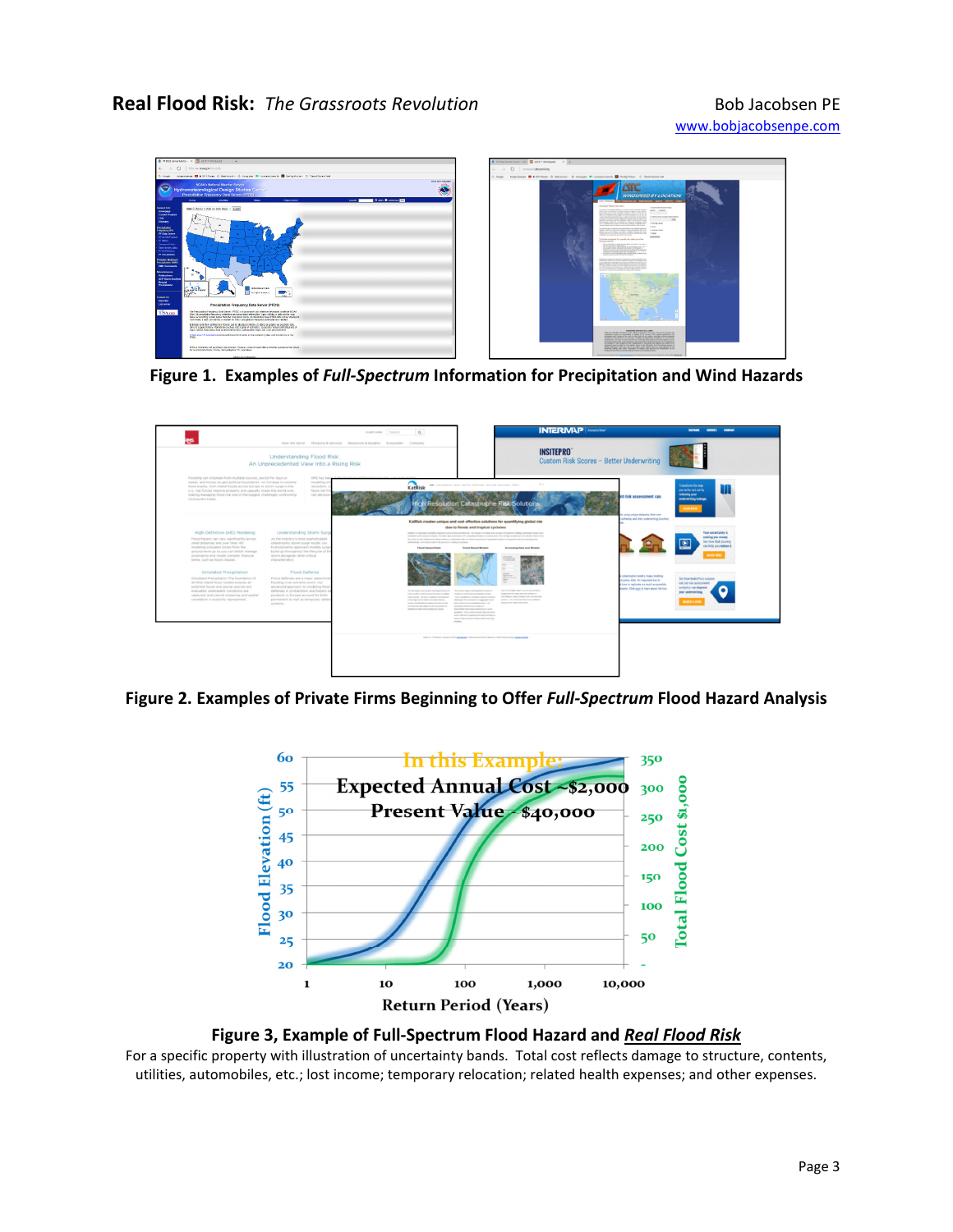Figure 1. Examples of ***Full-Spectrum*** Information for Precipitation and Wind Hazards

Figure 2. Examples of Private Firms Beginning to Offer ***Full-Spectrum*** Flood Hazard Analysis

Figure 3, Example of Full-Spectrum Flood Hazard and ***Real Flood Risk***

For a specific property with illustration of uncertainty bands. Total cost reflects damage to structure, contents, utilities, automobiles, etc.; lost income; temporary relocation; related health expenses; and other expenses.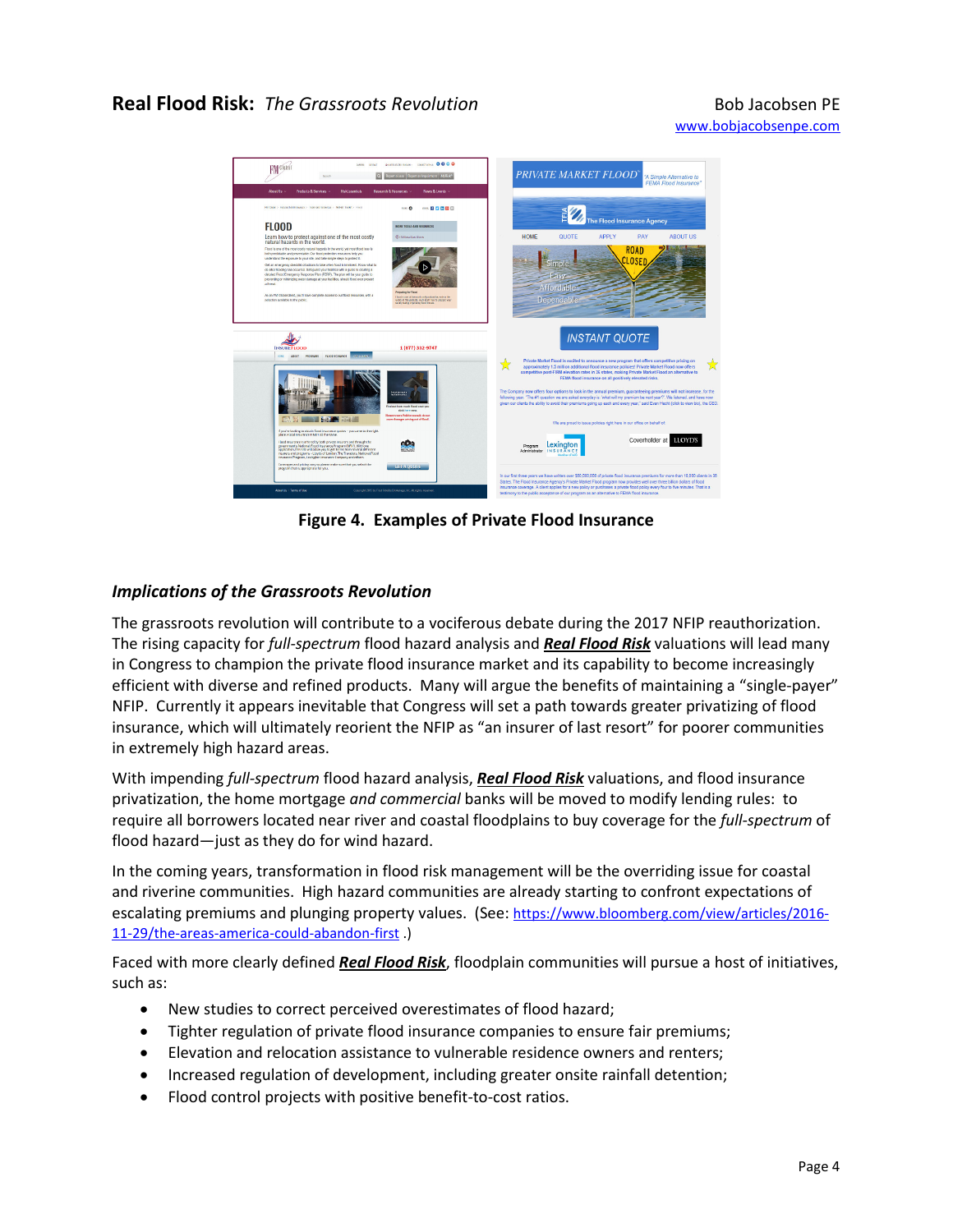**Figure 4. Examples of Private Flood Insurance**

### *Implications of the Grassroots Revolution*

The grassroots revolution will contribute to a vociferous debate during the 2017 NFIP reauthorization. The rising capacity for *full-spectrum* flood hazard analysis and ***Real Flood Risk*** valuations will lead many in Congress to champion the private flood insurance market and its capability to become increasingly efficient with diverse and refined products. Many will argue the benefits of maintaining a "single-payer" NFIP. Currently it appears inevitable that Congress will set a path towards greater privatizing of flood insurance, which will ultimately reorient the NFIP as "an insurer of last resort" for poorer communities in extremely high hazard areas.

With impending *full-spectrum* flood hazard analysis, ***Real Flood Risk*** valuations, and flood insurance privatization, the home mortgage *and commercial* banks will be moved to modify lending rules: to require all borrowers located near river and coastal floodplains to buy coverage for the *full-spectrum* of flood hazard—just as they do for wind hazard.

In the coming years, transformation in flood risk management will be the overriding issue for coastal and riverine communities. High hazard communities are already starting to confront expectations of escalating premiums and plunging property values. (See: https://www.bloomberg.com/view/articles/2016-11-29/the-areas-america-could-abandon-first .)

Faced with more clearly defined ***Real Flood Risk***, floodplain communities will pursue a host of initiatives, such as:

- New studies to correct perceived overestimates of flood hazard;
- Tighter regulation of private flood insurance companies to ensure fair premiums;
- Elevation and relocation assistance to vulnerable residence owners and renters;
- Increased regulation of development, including greater onsite rainfall detention;
- Flood control projects with positive benefit-to-cost ratios.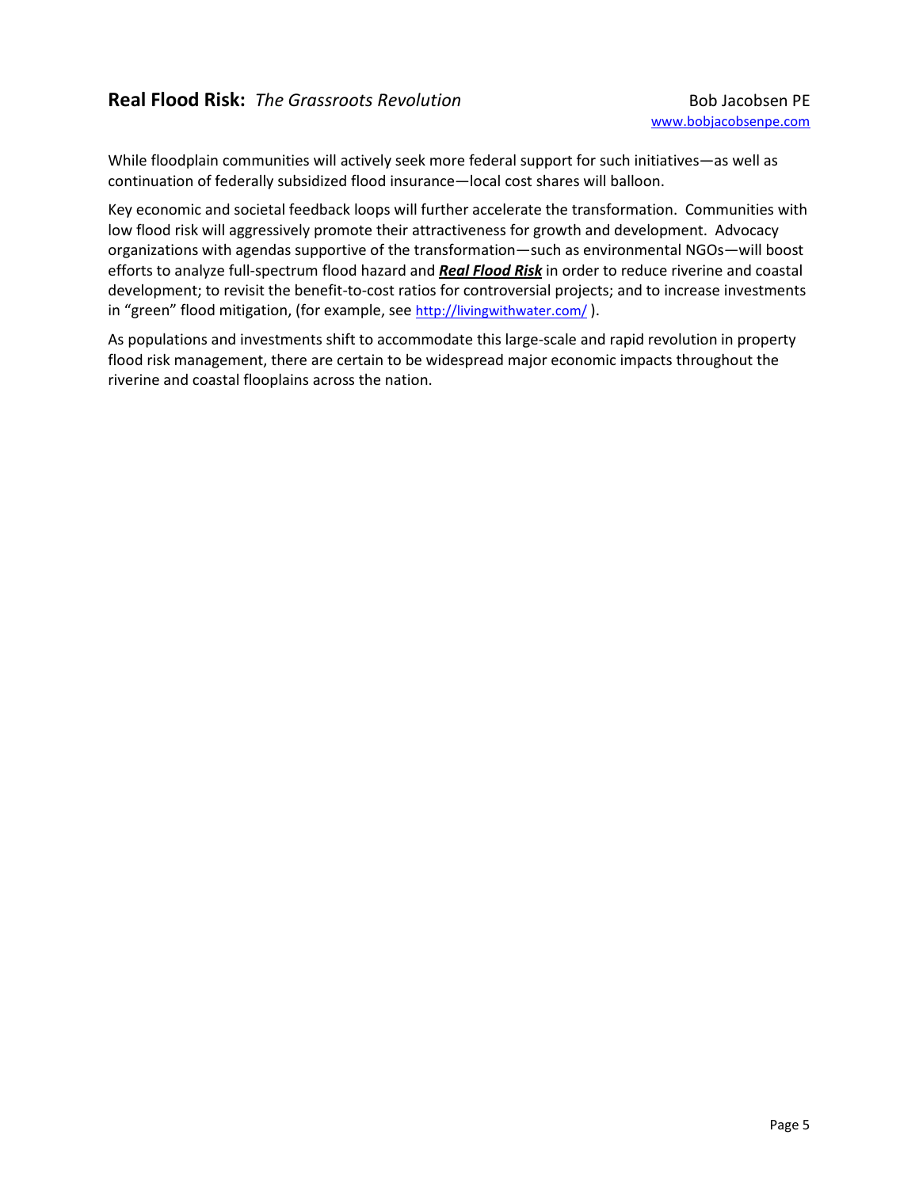While floodplain communities will actively seek more federal support for such initiatives—as well as continuation of federally subsidized flood insurance—local cost shares will balloon.

Key economic and societal feedback loops will further accelerate the transformation. Communities with low flood risk will aggressively promote their attractiveness for growth and development. Advocacy organizations with agendas supportive of the transformation—such as environmental NGOs—will boost efforts to analyze full-spectrum flood hazard and ***Real Flood Risk*** in order to reduce riverine and coastal development; to revisit the benefit-to-cost ratios for controversial projects; and to increase investments in "green" flood mitigation, (for example, see http://livingwithwater.com/ ).

As populations and investments shift to accommodate this large-scale and rapid revolution in property flood risk management, there are certain to be widespread major economic impacts throughout the riverine and coastal floodplains across the nation.